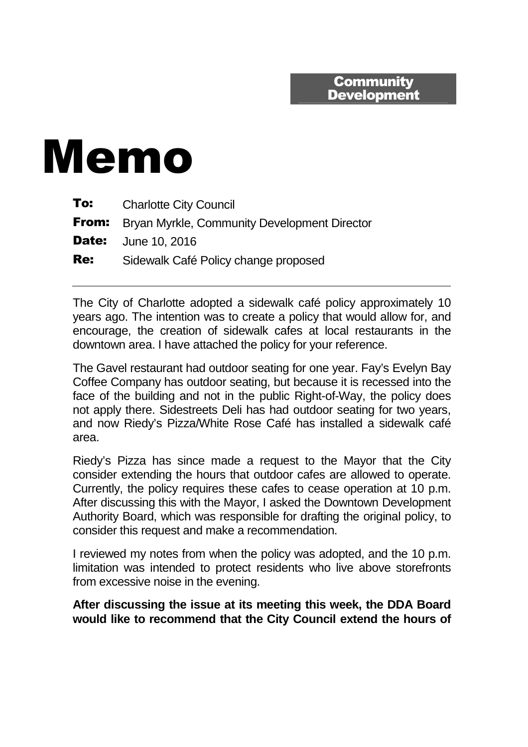**Community Development**

# Memo

**To:** Charlotte City Council

**From:** Bryan Myrkle, Community Development Director

**Date:** June 10, 2016

**Re:** Sidewalk Café Policy change proposed

---

The City of Charlotte adopted a sidewalk café policy approximately 10 years ago. The intention was to create a policy that would allow for, and encourage, the creation of sidewalk cafes at local restaurants in the downtown area. I have attached the policy for your reference.

The Gavel restaurant had outdoor seating for one year. Fay's Evelyn Bay Coffee Company has outdoor seating, but because it is recessed into the face of the building and not in the public Right-of-Way, the policy does not apply there. Sidestreets Deli has had outdoor seating for two years, and now Riedy's Pizza/White Rose Café has installed a sidewalk café area.

Riedy's Pizza has since made a request to the Mayor that the City consider extending the hours that outdoor cafes are allowed to operate. Currently, the policy requires these cafes to cease operation at 10 p.m. After discussing this with the Mayor, I asked the Downtown Development Authority Board, which was responsible for drafting the original policy, to consider this request and make a recommendation.

I reviewed my notes from when the policy was adopted, and the 10 p.m. limitation was intended to protect residents who live above storefronts from excessive noise in the evening.

**After discussing the issue at its meeting this week, the DDA Board would like to recommend that the City Council extend the hours of**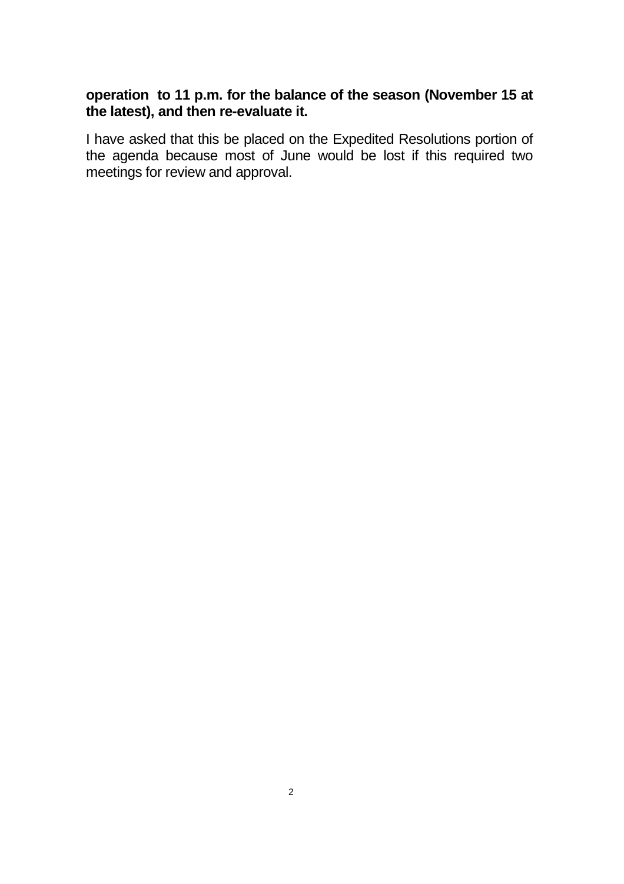**operation to 11 p.m. for the balance of the season (November 15 at the latest), and then re-evaluate it.**

I have asked that this be placed on the Expedited Resolutions portion of the agenda because most of June would be lost if this required two meetings for review and approval.